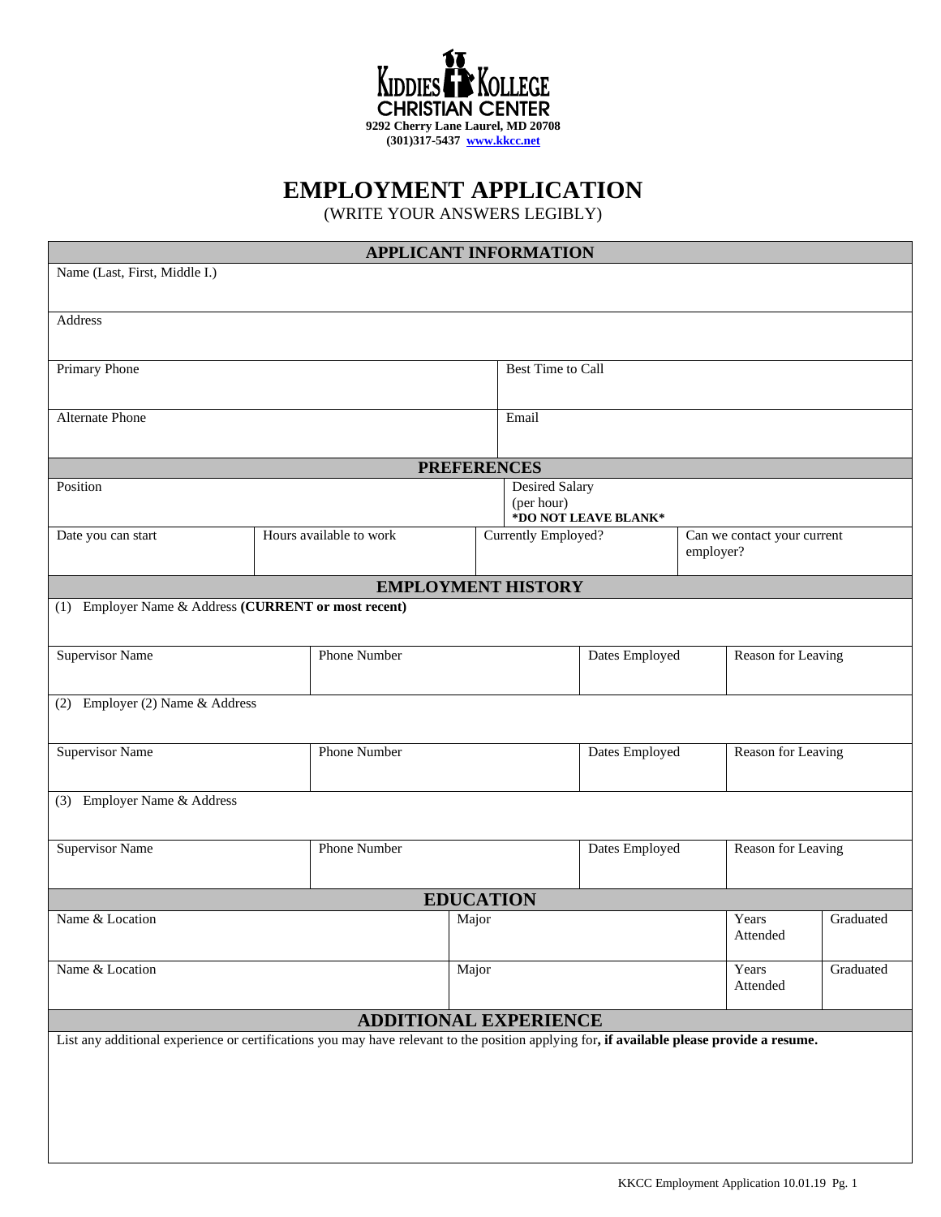**KIDDIES KOLLEGE CHRISTIAN CENTER**

**9292 Cherry Lane Laurel, MD 20708**

**(301)317-5437 www.kkcc.net**

# EMPLOYMENT APPLICATION

(WRITE YOUR ANSWERS LEGIBLY)

## APPLICANT INFORMATION

| Name (Last, First, Middle I.) | |
|---|---|
| Address | |
| Primary Phone | Best Time to Call |
| Alternate Phone | Email |

## PREFERENCES

| Position | | Desired Salary (per hour) **\*DO NOT LEAVE BLANK\*** | |
|---|---|---|---|
| Date you can start | Hours available to work | Currently Employed? | Can we contact your current employer? |

## EMPLOYMENT HISTORY

| (1) Employer Name & Address **(CURRENT or most recent)** | | | |
|---|---|---|---|
| Supervisor Name | Phone Number | Dates Employed | Reason for Leaving |
| (2) Employer (2) Name & Address | | | |
| Supervisor Name | Phone Number | Dates Employed | Reason for Leaving |
| (3) Employer Name & Address | | | |
| Supervisor Name | Phone Number | Dates Employed | Reason for Leaving |

## EDUCATION

| Name & Location | Major | Years Attended | Graduated |
|---|---|---|---|
| Name & Location | Major | Years Attended | Graduated |

## ADDITIONAL EXPERIENCE

List any additional experience or certifications you may have relevant to the position applying for**, if available please provide a resume.**

KKCC Employment Application 10.01.19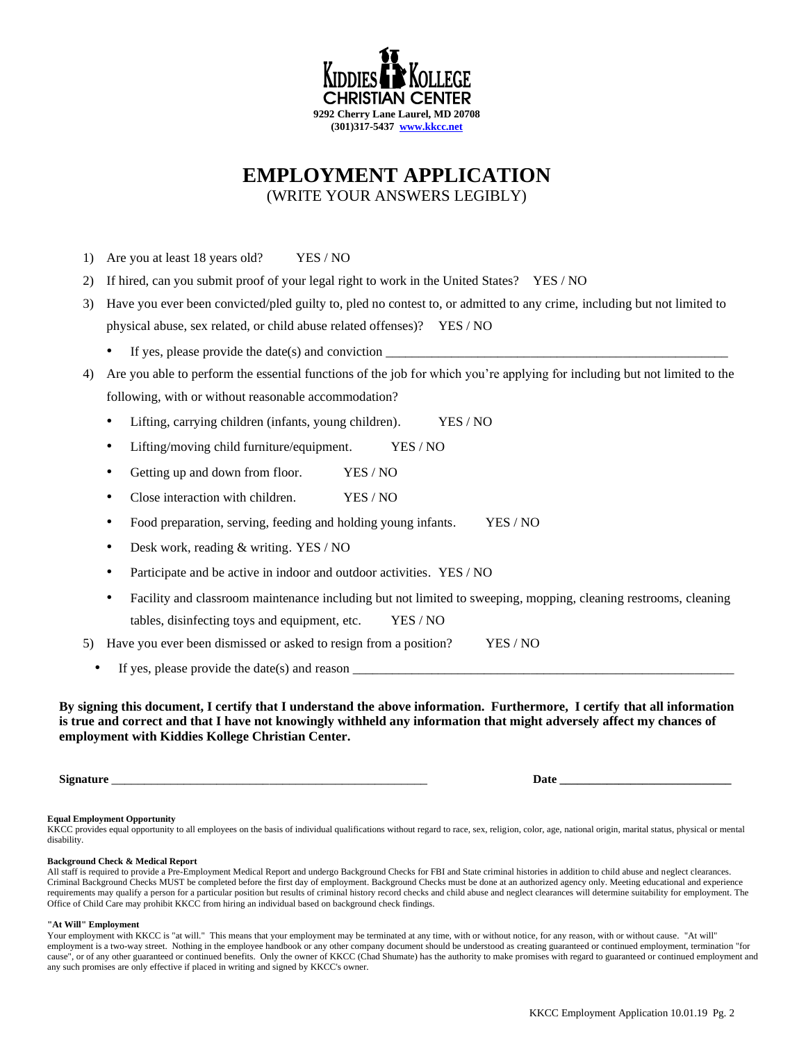**KIDDIES KOLLEGE CHRISTIAN CENTER**
**9292 Cherry Lane Laurel, MD 20708**
**(301)317-5437 [www.kkcc.net](http://www.kkcc.net)**

# EMPLOYMENT APPLICATION

(WRITE YOUR ANSWERS LEGIBLY)

1) Are you at least 18 years old? YES / NO
2) If hired, can you submit proof of your legal right to work in the United States? YES / NO
3) Have you ever been convicted/pled guilty to, pled no contest to, or admitted to any crime, including but not limited to physical abuse, sex related, or child abuse related offenses)? YES / NO
   - If yes, please provide the date(s) and conviction ____________________________________________________
4) Are you able to perform the essential functions of the job for which you're applying for including but not limited to the following, with or without reasonable accommodation?
   - Lifting, carrying children (infants, young children). YES / NO
   - Lifting/moving child furniture/equipment. YES / NO
   - Getting up and down from floor. YES / NO
   - Close interaction with children. YES / NO
   - Food preparation, serving, feeding and holding young infants. YES / NO
   - Desk work, reading & writing. YES / NO
   - Participate and be active in indoor and outdoor activities. YES / NO
   - Facility and classroom maintenance including but not limited to sweeping, mopping, cleaning restrooms, cleaning tables, disinfecting toys and equipment, etc. YES / NO
5) Have you ever been dismissed or asked to resign from a position? YES / NO
   - If yes, please provide the date(s) and reason ____________________________________________________________

**By signing this document, I certify that I understand the above information. Furthermore, I certify that all information is true and correct and that I have not knowingly withheld any information that might adversely affect my chances of employment with Kiddies Kollege Christian Center.**

**Signature** ______________________________________________________ **Date** _____________________________

**Equal Employment Opportunity**
KKCC provides equal opportunity to all employees on the basis of individual qualifications without regard to race, sex, religion, color, age, national origin, marital status, physical or mental disability.

**Background Check & Medical Report**
All staff is required to provide a Pre-Employment Medical Report and undergo Background Checks for FBI and State criminal histories in addition to child abuse and neglect clearances. Criminal Background Checks MUST be completed before the first day of employment. Background Checks must be done at an authorized agency only. Meeting educational and experience requirements may qualify a person for a particular position but results of criminal history record checks and child abuse and neglect clearances will determine suitability for employment. The Office of Child Care may prohibit KKCC from hiring an individual based on background check findings.

**"At Will" Employment**
Your employment with KKCC is "at will." This means that your employment may be terminated at any time, with or without notice, for any reason, with or without cause. "At will" employment is a two-way street. Nothing in the employee handbook or any other company document should be understood as creating guaranteed or continued employment, termination "for cause", or of any other guaranteed or continued benefits. Only the owner of KKCC (Chad Shumate) has the authority to make promises with regard to guaranteed or continued employment and any such promises are only effective if placed in writing and signed by KKCC's owner.

KKCC Employment Application 10.01.19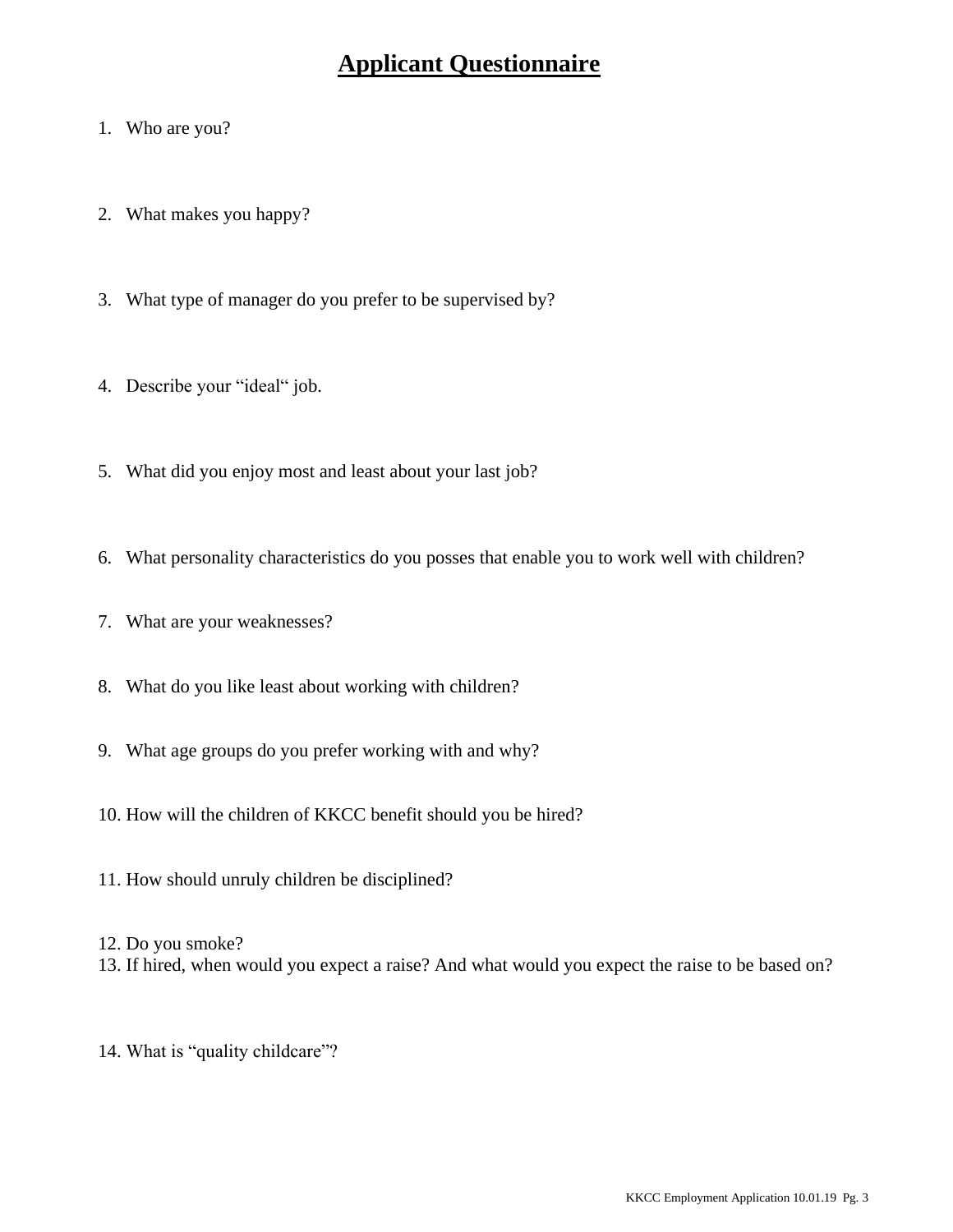# Applicant Questionnaire

1. Who are you?

2. What makes you happy?

3. What type of manager do you prefer to be supervised by?

4. Describe your "ideal" job.

5. What did you enjoy most and least about your last job?

6. What personality characteristics do you posses that enable you to work well with children?

7. What are your weaknesses?

8. What do you like least about working with children?

9. What age groups do you prefer working with and why?

10. How will the children of KKCC benefit should you be hired?

11. How should unruly children be disciplined?

12. Do you smoke?
13. If hired, when would you expect a raise? And what would you expect the raise to be based on?

14. What is "quality childcare"?